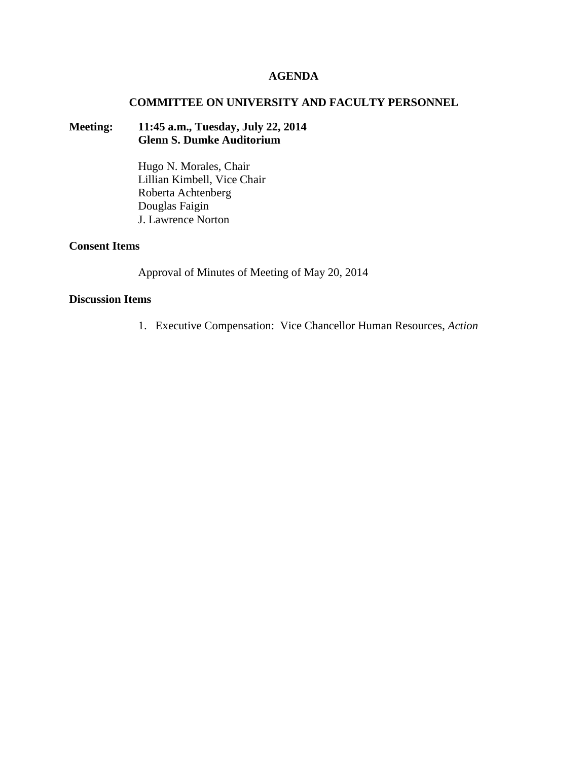# AGENDA

## COMMITTEE ON UNIVERSITY AND FACULTY PERSONNEL

**Meeting:** **11:45 a.m., Tuesday, July 22, 2014**
**Glenn S. Dumke Auditorium**

Hugo N. Morales, Chair
Lillian Kimbell, Vice Chair
Roberta Achtenberg
Douglas Faigin
J. Lawrence Norton

**Consent Items**

Approval of Minutes of Meeting of May 20, 2014

**Discussion Items**

1. Executive Compensation: Vice Chancellor Human Resources, *Action*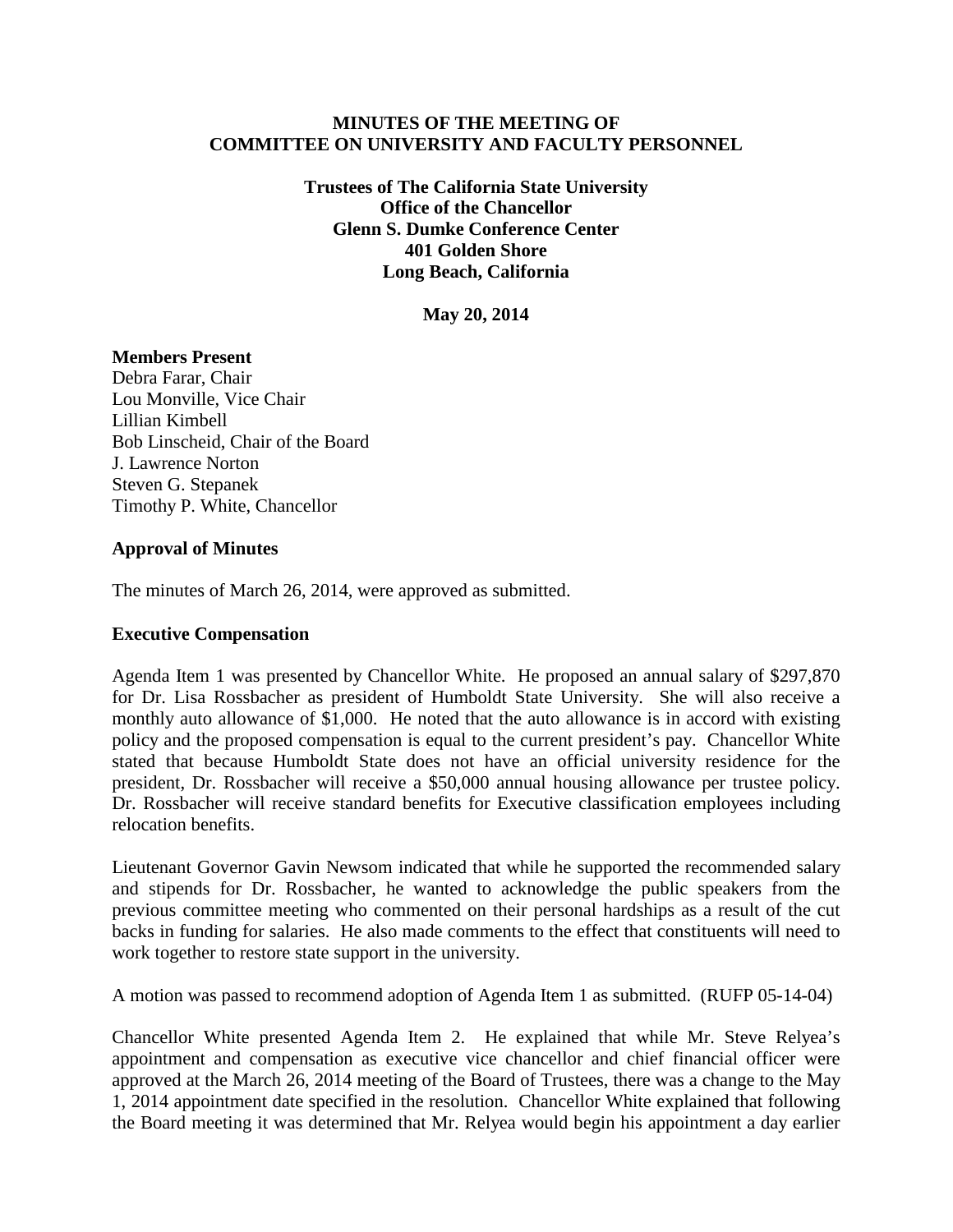**MINUTES OF THE MEETING OF**
**COMMITTEE ON UNIVERSITY AND FACULTY PERSONNEL**

**Trustees of The California State University**
**Office of the Chancellor**
**Glenn S. Dumke Conference Center**
**401 Golden Shore**
**Long Beach, California**

**May 20, 2014**

**Members Present**

Debra Farar, Chair
Lou Monville, Vice Chair
Lillian Kimbell
Bob Linscheid, Chair of the Board
J. Lawrence Norton
Steven G. Stepanek
Timothy P. White, Chancellor

**Approval of Minutes**

The minutes of March 26, 2014, were approved as submitted.

**Executive Compensation**

Agenda Item 1 was presented by Chancellor White. He proposed an annual salary of $297,870 for Dr. Lisa Rossbacher as president of Humboldt State University. She will also receive a monthly auto allowance of $1,000. He noted that the auto allowance is in accord with existing policy and the proposed compensation is equal to the current president's pay. Chancellor White stated that because Humboldt State does not have an official university residence for the president, Dr. Rossbacher will receive a $50,000 annual housing allowance per trustee policy. Dr. Rossbacher will receive standard benefits for Executive classification employees including relocation benefits.

Lieutenant Governor Gavin Newsom indicated that while he supported the recommended salary and stipends for Dr. Rossbacher, he wanted to acknowledge the public speakers from the previous committee meeting who commented on their personal hardships as a result of the cut backs in funding for salaries. He also made comments to the effect that constituents will need to work together to restore state support in the university.

A motion was passed to recommend adoption of Agenda Item 1 as submitted. (RUFP 05-14-04)

Chancellor White presented Agenda Item 2. He explained that while Mr. Steve Relyea's appointment and compensation as executive vice chancellor and chief financial officer were approved at the March 26, 2014 meeting of the Board of Trustees, there was a change to the May 1, 2014 appointment date specified in the resolution. Chancellor White explained that following the Board meeting it was determined that Mr. Relyea would begin his appointment a day earlier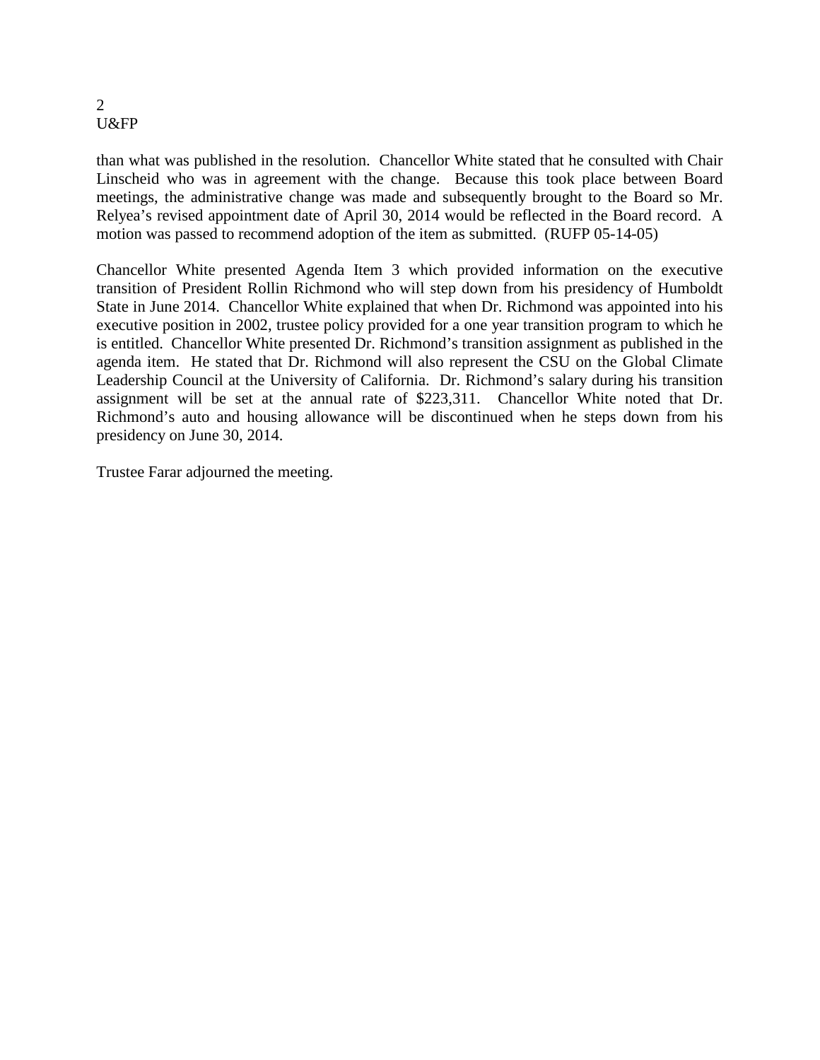than what was published in the resolution. Chancellor White stated that he consulted with Chair Linscheid who was in agreement with the change. Because this took place between Board meetings, the administrative change was made and subsequently brought to the Board so Mr. Relyea's revised appointment date of April 30, 2014 would be reflected in the Board record. A motion was passed to recommend adoption of the item as submitted. (RUFP 05-14-05)

Chancellor White presented Agenda Item 3 which provided information on the executive transition of President Rollin Richmond who will step down from his presidency of Humboldt State in June 2014. Chancellor White explained that when Dr. Richmond was appointed into his executive position in 2002, trustee policy provided for a one year transition program to which he is entitled. Chancellor White presented Dr. Richmond's transition assignment as published in the agenda item. He stated that Dr. Richmond will also represent the CSU on the Global Climate Leadership Council at the University of California. Dr. Richmond's salary during his transition assignment will be set at the annual rate of $223,311. Chancellor White noted that Dr. Richmond's auto and housing allowance will be discontinued when he steps down from his presidency on June 30, 2014.

Trustee Farar adjourned the meeting.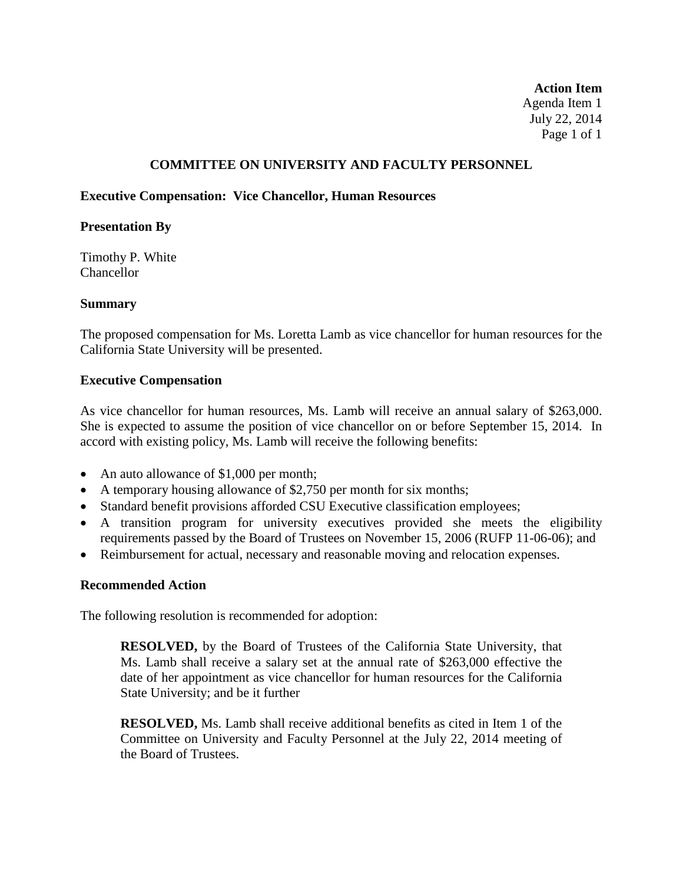**Action Item**
Agenda Item 1
July 22, 2014

## COMMITTEE ON UNIVERSITY AND FACULTY PERSONNEL

### Executive Compensation: Vice Chancellor, Human Resources

**Presentation By**

Timothy P. White
Chancellor

**Summary**

The proposed compensation for Ms. Loretta Lamb as vice chancellor for human resources for the California State University will be presented.

**Executive Compensation**

As vice chancellor for human resources, Ms. Lamb will receive an annual salary of $263,000. She is expected to assume the position of vice chancellor on or before September 15, 2014. In accord with existing policy, Ms. Lamb will receive the following benefits:

- An auto allowance of $1,000 per month;
- A temporary housing allowance of $2,750 per month for six months;
- Standard benefit provisions afforded CSU Executive classification employees;
- A transition program for university executives provided she meets the eligibility requirements passed by the Board of Trustees on November 15, 2006 (RUFP 11-06-06); and
- Reimbursement for actual, necessary and reasonable moving and relocation expenses.

**Recommended Action**

The following resolution is recommended for adoption:

> **RESOLVED,** by the Board of Trustees of the California State University, that Ms. Lamb shall receive a salary set at the annual rate of $263,000 effective the date of her appointment as vice chancellor for human resources for the California State University; and be it further
>
> **RESOLVED,** Ms. Lamb shall receive additional benefits as cited in Item 1 of the Committee on University and Faculty Personnel at the July 22, 2014 meeting of the Board of Trustees.